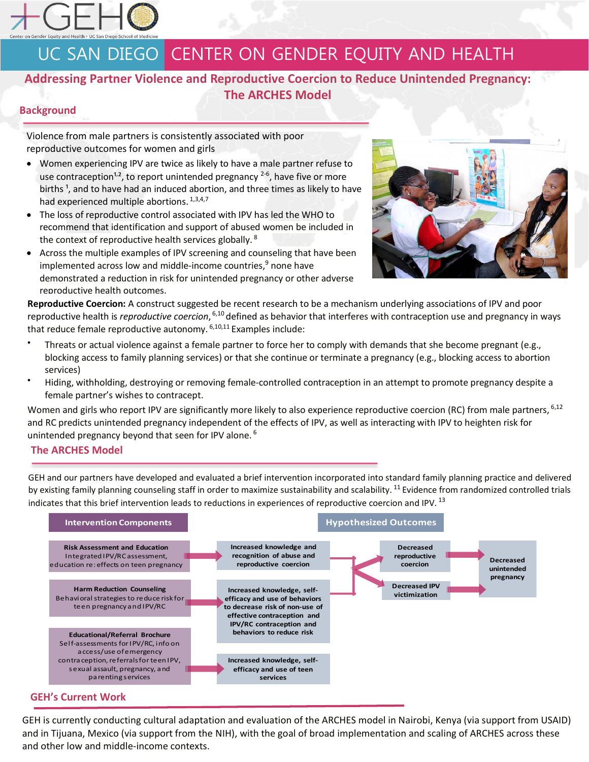# UC SAN DIEGO CENTER ON GENDER EQUITY AND HEALTH

## Addressing Partner Violence and Reproductive Coercion to Reduce Unintended Pregnancy: The ARCHES Model

### Background

Violence from male partners is consistently associated with poor reproductive outcomes for women and girls

- Women experiencing IPV are twice as likely to have a male partner refuse to use contraception[1,2], to report unintended pregnancy [2-6], have five or more births [1], and to have had an induced abortion, and three times as likely to have had experienced multiple abortions. [1,3,4,7]
- The loss of reproductive control associated with IPV has led the WHO to recommend that identification and support of abused women be included in the context of reproductive health services globally. [8]
- Across the multiple examples of IPV screening and counseling that have been implemented across low and middle-income countries,[9] none have demonstrated a reduction in risk for unintended pregnancy or other adverse reproductive health outcomes.

**Reproductive Coercion:** A construct suggested be recent research to be a mechanism underlying associations of IPV and poor reproductive health is *reproductive coercion*, [6,10] defined as behavior that interferes with contraception use and pregnancy in ways that reduce female reproductive autonomy. [6,10,11] Examples include:

- Threats or actual violence against a female partner to force her to comply with demands that she become pregnant (e.g., blocking access to family planning services) or that she continue or terminate a pregnancy (e.g., blocking access to abortion services)
- Hiding, withholding, destroying or removing female-controlled contraception in an attempt to promote pregnancy despite a female partner's wishes to contracept.

Women and girls who report IPV are significantly more likely to also experience reproductive coercion (RC) from male partners, [6,12] and RC predicts unintended pregnancy independent of the effects of IPV, as well as interacting with IPV to heighten risk for unintended pregnancy beyond that seen for IPV alone. [6]

### The ARCHES Model

GEH and our partners have developed and evaluated a brief intervention incorporated into standard family planning practice and delivered by existing family planning counseling staff in order to maximize sustainability and scalability. [11] Evidence from randomized controlled trials indicates that this brief intervention leads to reductions in experiences of reproductive coercion and IPV. [13]

**Intervention Components**

- **Risk Assessment and Education** — Integrated IPV/RC assessment, education re: effects on teen pregnancy → Increased knowledge and recognition of abuse and reproductive coercion
- **Harm Reduction Counseling** — Behavioral strategies to reduce risk for teen pregnancy and IPV/RC → Increased knowledge, self-efficacy and use of behaviors to decrease risk of non-use of effective contraception and IPV/RC contraception and behaviors to reduce risk
- **Educational/Referral Brochure** — Self-assessments for IPV/RC, info on access/use of emergency contraception, referrals for teen IPV, sexual assault, pregnancy, and parenting services → Increased knowledge, self-efficacy and use of teen services

**Hypothesized Outcomes**

- Decreased reproductive coercion → Decreased unintended pregnancy
- Decreased IPV victimization → Decreased unintended pregnancy

### GEH's Current Work

GEH is currently conducting cultural adaptation and evaluation of the ARCHES model in Nairobi, Kenya (via support from USAID) and in Tijuana, Mexico (via support from the NIH), with the goal of broad implementation and scaling of ARCHES across these and other low and middle-income contexts.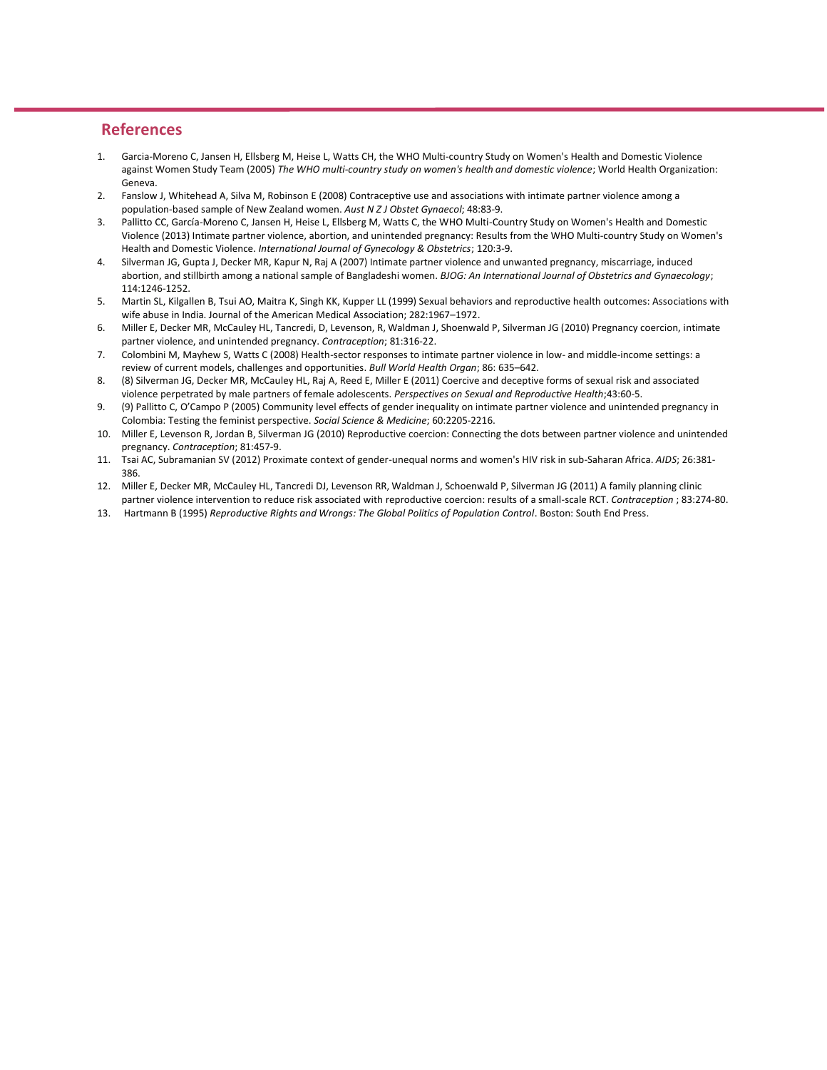## References

1. Garcia-Moreno C, Jansen H, Ellsberg M, Heise L, Watts CH, the WHO Multi-country Study on Women's Health and Domestic Violence against Women Study Team (2005) *The WHO multi-country study on women's health and domestic violence*; World Health Organization: Geneva.
2. Fanslow J, Whitehead A, Silva M, Robinson E (2008) Contraceptive use and associations with intimate partner violence among a population-based sample of New Zealand women. *Aust N Z J Obstet Gynaecol*; 48:83-9.
3. Pallitto CC, García-Moreno C, Jansen H, Heise L, Ellsberg M, Watts C, the WHO Multi-Country Study on Women's Health and Domestic Violence (2013) Intimate partner violence, abortion, and unintended pregnancy: Results from the WHO Multi-country Study on Women's Health and Domestic Violence. *International Journal of Gynecology & Obstetrics*; 120:3-9.
4. Silverman JG, Gupta J, Decker MR, Kapur N, Raj A (2007) Intimate partner violence and unwanted pregnancy, miscarriage, induced abortion, and stillbirth among a national sample of Bangladeshi women. *BJOG: An International Journal of Obstetrics and Gynaecology*; 114:1246-1252.
5. Martin SL, Kilgallen B, Tsui AO, Maitra K, Singh KK, Kupper LL (1999) Sexual behaviors and reproductive health outcomes: Associations with wife abuse in India. Journal of the American Medical Association; 282:1967–1972.
6. Miller E, Decker MR, McCauley HL, Tancredi, D, Levenson, R, Waldman J, Shoenwald P, Silverman JG (2010) Pregnancy coercion, intimate partner violence, and unintended pregnancy. *Contraception*; 81:316-22.
7. Colombini M, Mayhew S, Watts C (2008) Health-sector responses to intimate partner violence in low- and middle-income settings: a review of current models, challenges and opportunities. *Bull World Health Organ*; 86: 635–642.
8. (8) Silverman JG, Decker MR, McCauley HL, Raj A, Reed E, Miller E (2011) Coercive and deceptive forms of sexual risk and associated violence perpetrated by male partners of female adolescents. *Perspectives on Sexual and Reproductive Health*;43:60-5.
9. (9) Pallitto C, O'Campo P (2005) Community level effects of gender inequality on intimate partner violence and unintended pregnancy in Colombia: Testing the feminist perspective. *Social Science & Medicine*; 60:2205-2216.
10. Miller E, Levenson R, Jordan B, Silverman JG (2010) Reproductive coercion: Connecting the dots between partner violence and unintended pregnancy. *Contraception*; 81:457-9.
11. Tsai AC, Subramanian SV (2012) Proximate context of gender-unequal norms and women's HIV risk in sub-Saharan Africa. *AIDS*; 26:381-386.
12. Miller E, Decker MR, McCauley HL, Tancredi DJ, Levenson RR, Waldman J, Schoenwald P, Silverman JG (2011) A family planning clinic partner violence intervention to reduce risk associated with reproductive coercion: results of a small-scale RCT. *Contraception* ; 83:274-80.
13. Hartmann B (1995) *Reproductive Rights and Wrongs: The Global Politics of Population Control*. Boston: South End Press.